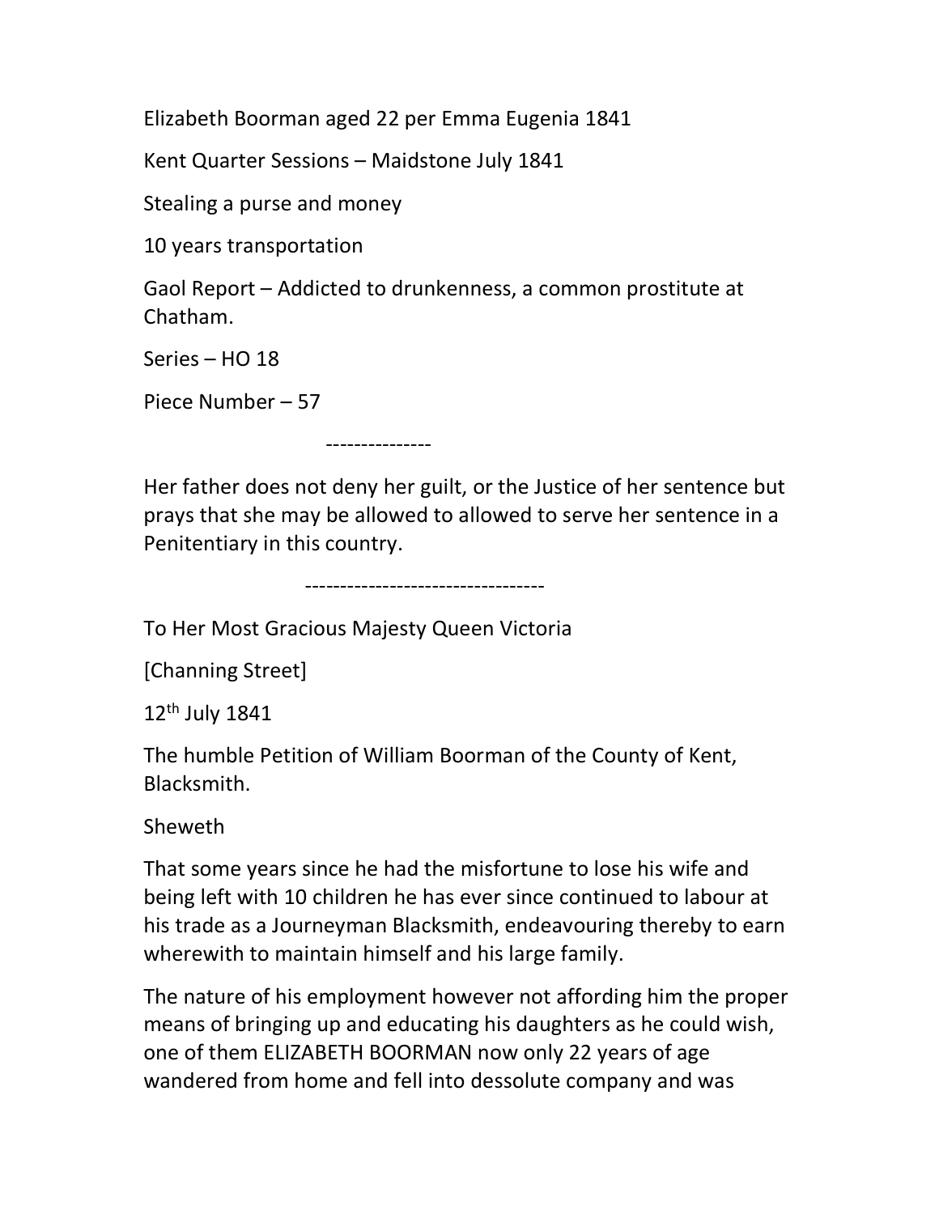Elizabeth Boorman aged 22 per Emma Eugenia 1841

Kent Quarter Sessions – Maidstone July 1841

Stealing a purse and money

10 years transportation

Gaol Report – Addicted to drunkenness, a common prostitute at Chatham.

Series – HO 18

Piece Number – 57

---------------

Her father does not deny her guilt, or the Justice of her sentence but prays that she may be allowed to allowed to serve her sentence in a Penitentiary in this country.

----------------------------------

To Her Most Gracious Majesty Queen Victoria

[Channing Street]

12th July 1841

The humble Petition of William Boorman of the County of Kent, Blacksmith.

Sheweth

That some years since he had the misfortune to lose his wife and being left with 10 children he has ever since continued to labour at his trade as a Journeyman Blacksmith, endeavouring thereby to earn wherewith to maintain himself and his large family.

The nature of his employment however not affording him the proper means of bringing up and educating his daughters as he could wish, one of them ELIZABETH BOORMAN now only 22 years of age wandered from home and fell into dessolute company and was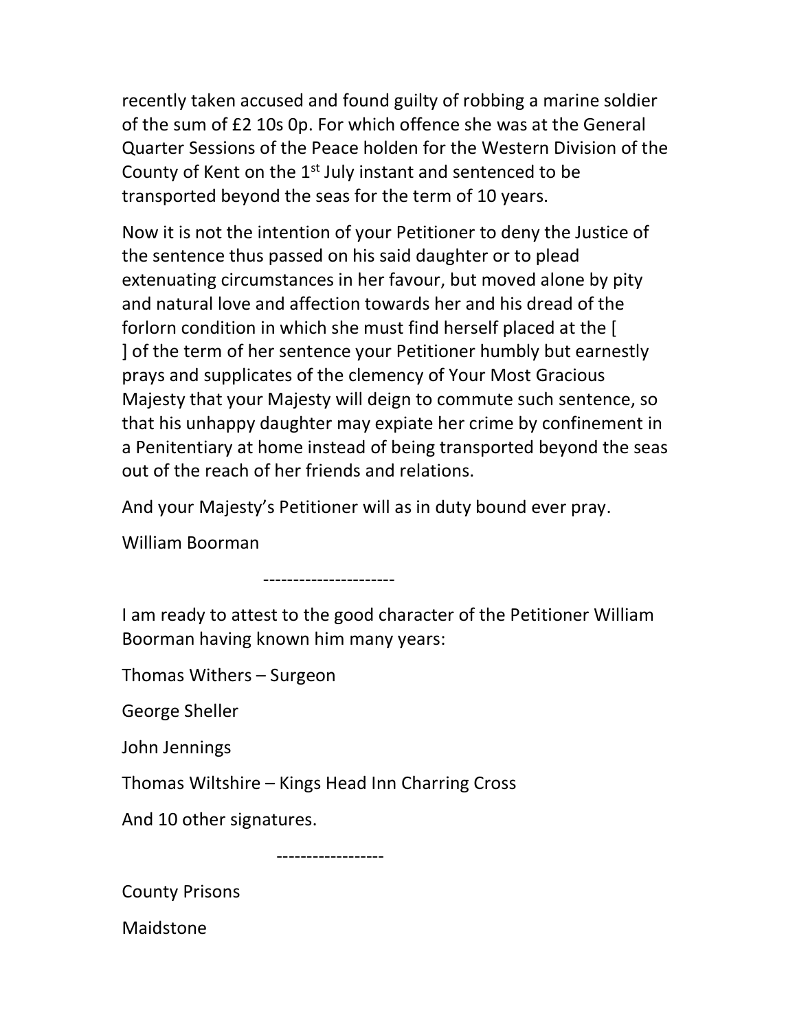recently taken accused and found guilty of robbing a marine soldier of the sum of £2 10s 0p. For which offence she was at the General Quarter Sessions of the Peace holden for the Western Division of the County of Kent on the 1st July instant and sentenced to be transported beyond the seas for the term of 10 years.

Now it is not the intention of your Petitioner to deny the Justice of the sentence thus passed on his said daughter or to plead extenuating circumstances in her favour, but moved alone by pity and natural love and affection towards her and his dread of the forlorn condition in which she must find herself placed at the [ ] of the term of her sentence your Petitioner humbly but earnestly prays and supplicates of the clemency of Your Most Gracious Majesty that your Majesty will deign to commute such sentence, so that his unhappy daughter may expiate her crime by confinement in a Penitentiary at home instead of being transported beyond the seas out of the reach of her friends and relations.

And your Majesty's Petitioner will as in duty bound ever pray.

William Boorman

----------------------

I am ready to attest to the good character of the Petitioner William Boorman having known him many years:

Thomas Withers – Surgeon

George Sheller

John Jennings

Thomas Wiltshire – Kings Head Inn Charring Cross

And 10 other signatures.

------------------

County Prisons

Maidstone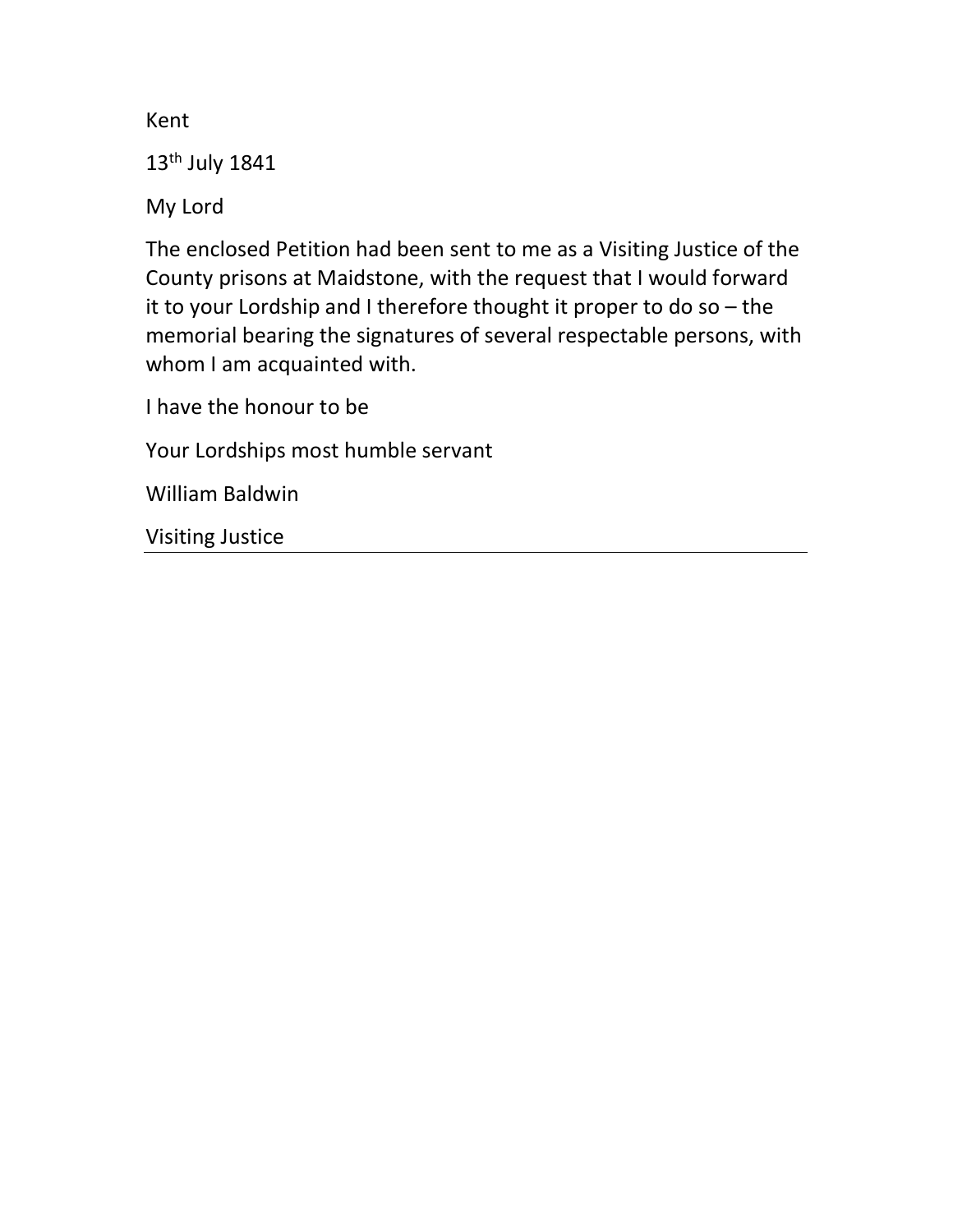Kent

13th July 1841

My Lord

The enclosed Petition had been sent to me as a Visiting Justice of the County prisons at Maidstone, with the request that I would forward it to your Lordship and I therefore thought it proper to do so – the memorial bearing the signatures of several respectable persons, with whom I am acquainted with.

I have the honour to be

Your Lordships most humble servant

William Baldwin

Visiting Justice

---